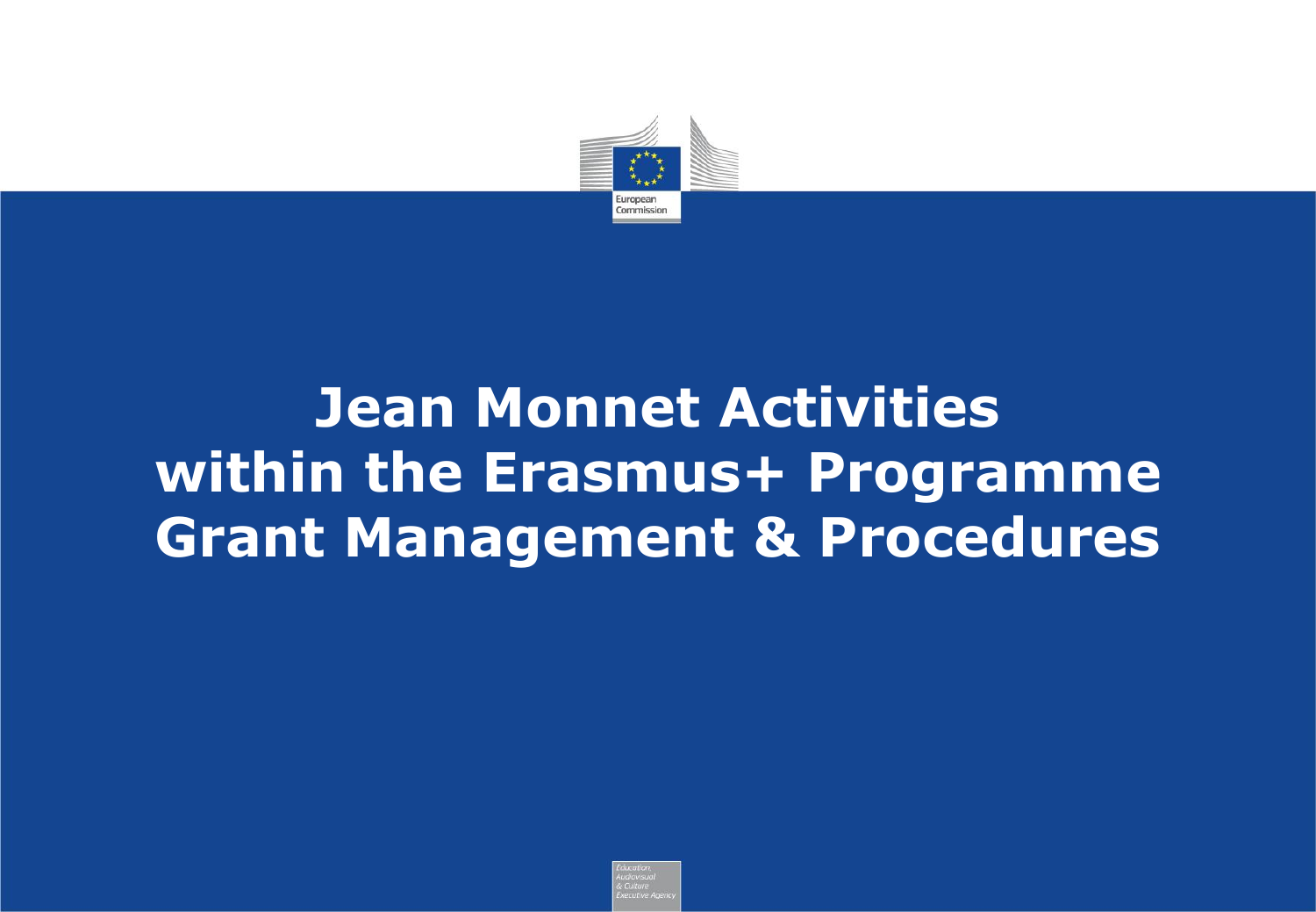# Jean Monnet Activities within the Erasmus+ Programme Grant Management & Procedures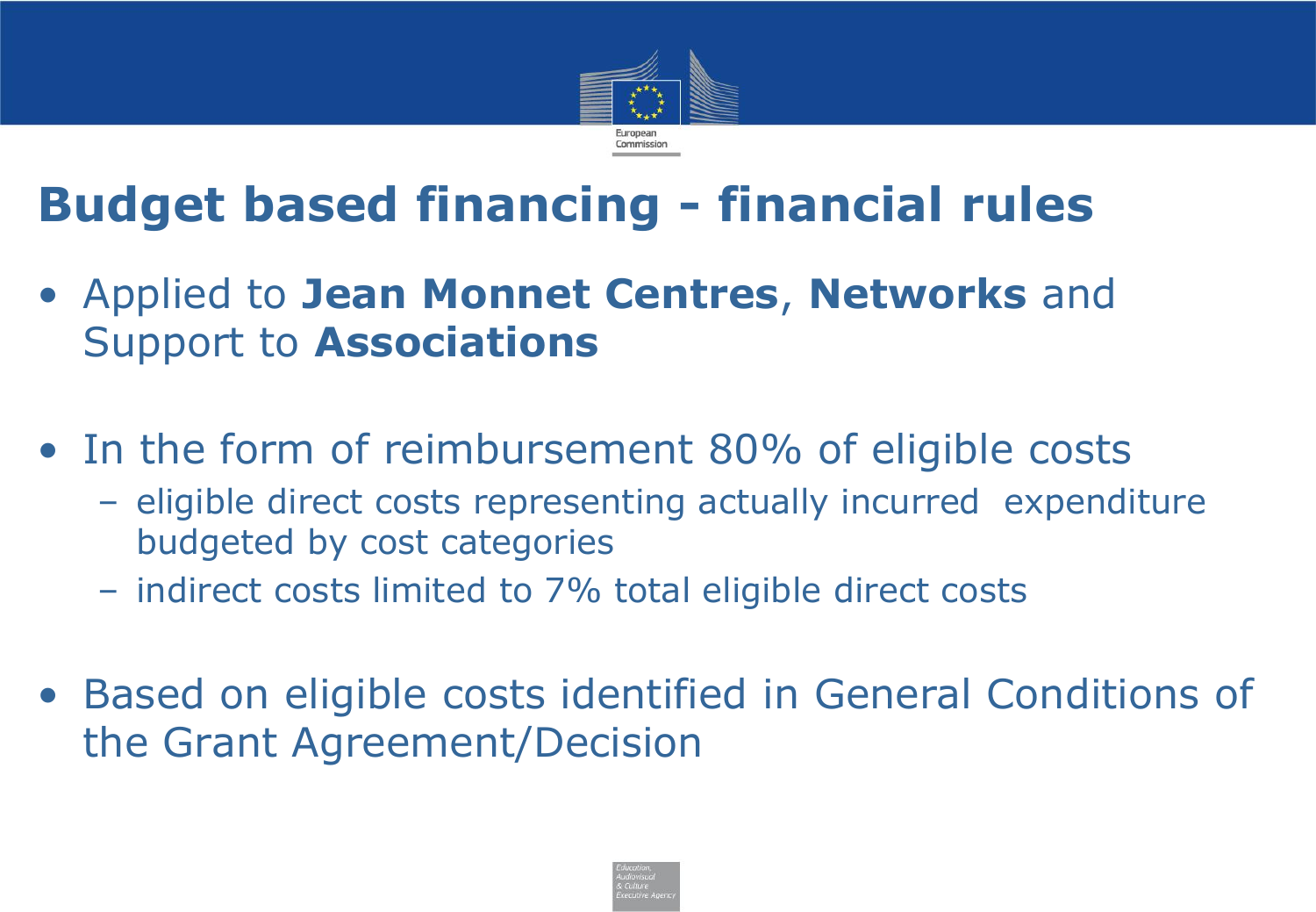# Budget based financing - financial rules

- Applied to **Jean Monnet Centres**, **Networks** and Support to **Associations**

- In the form of reimbursement 80% of eligible costs
  - eligible direct costs representing actually incurred expenditure budgeted by cost categories
  - indirect costs limited to 7% total eligible direct costs

- Based on eligible costs identified in General Conditions of the Grant Agreement/Decision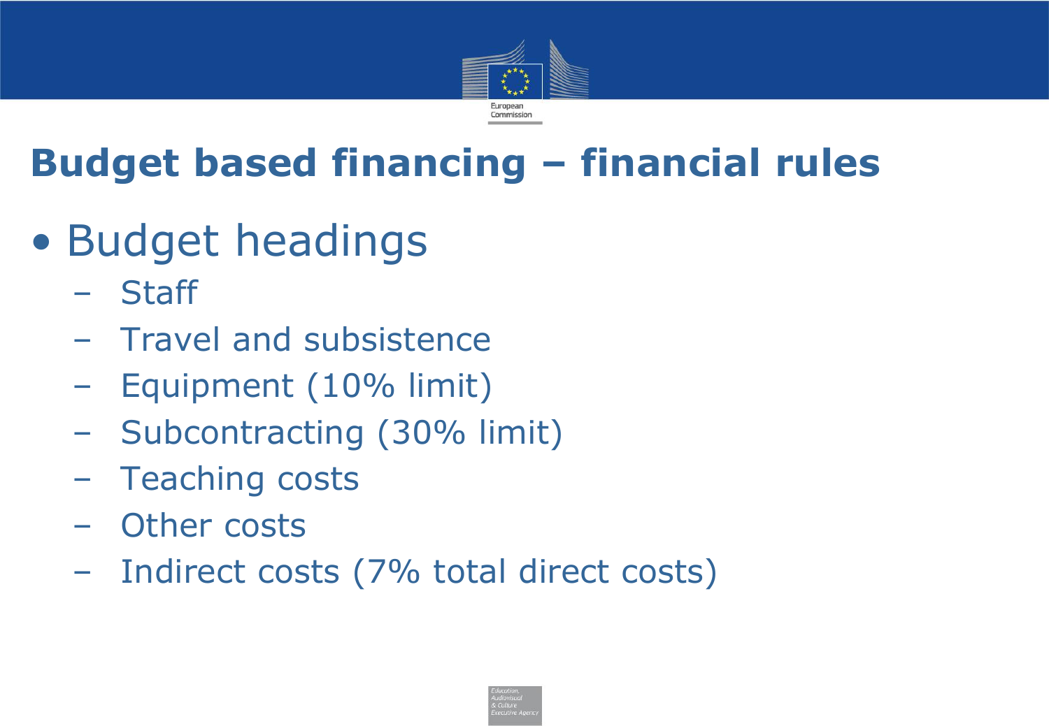# Budget based financing – financial rules

- Budget headings
  - Staff
  - Travel and subsistence
  - Equipment (10% limit)
  - Subcontracting (30% limit)
  - Teaching costs
  - Other costs
  - Indirect costs (7% total direct costs)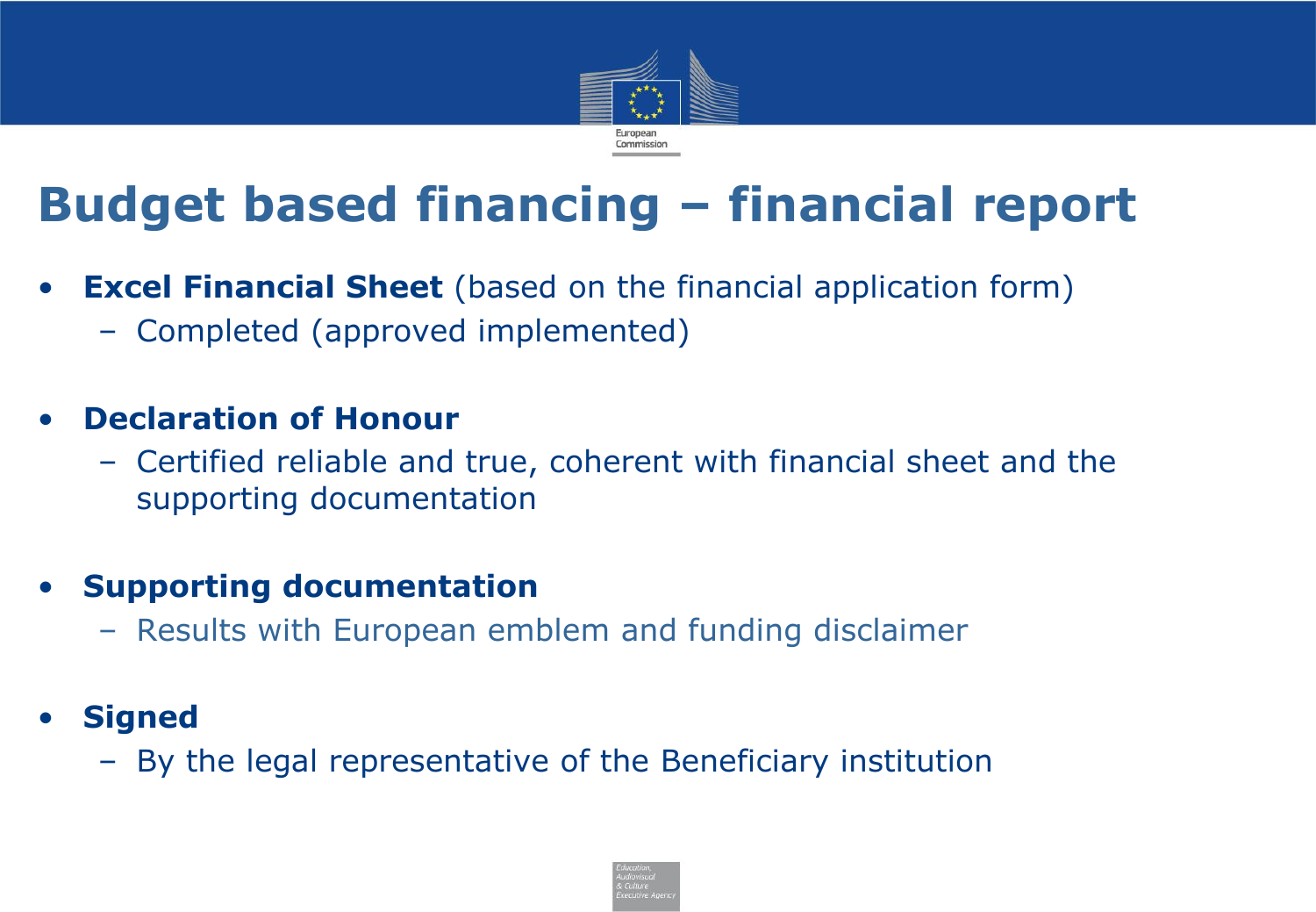# Budget based financing – financial report

- **Excel Financial Sheet** (based on the financial application form)
  - Completed (approved implemented)

- **Declaration of Honour**
  - Certified reliable and true, coherent with financial sheet and the supporting documentation

- **Supporting documentation**
  - Results with European emblem and funding disclaimer

- **Signed**
  - By the legal representative of the Beneficiary institution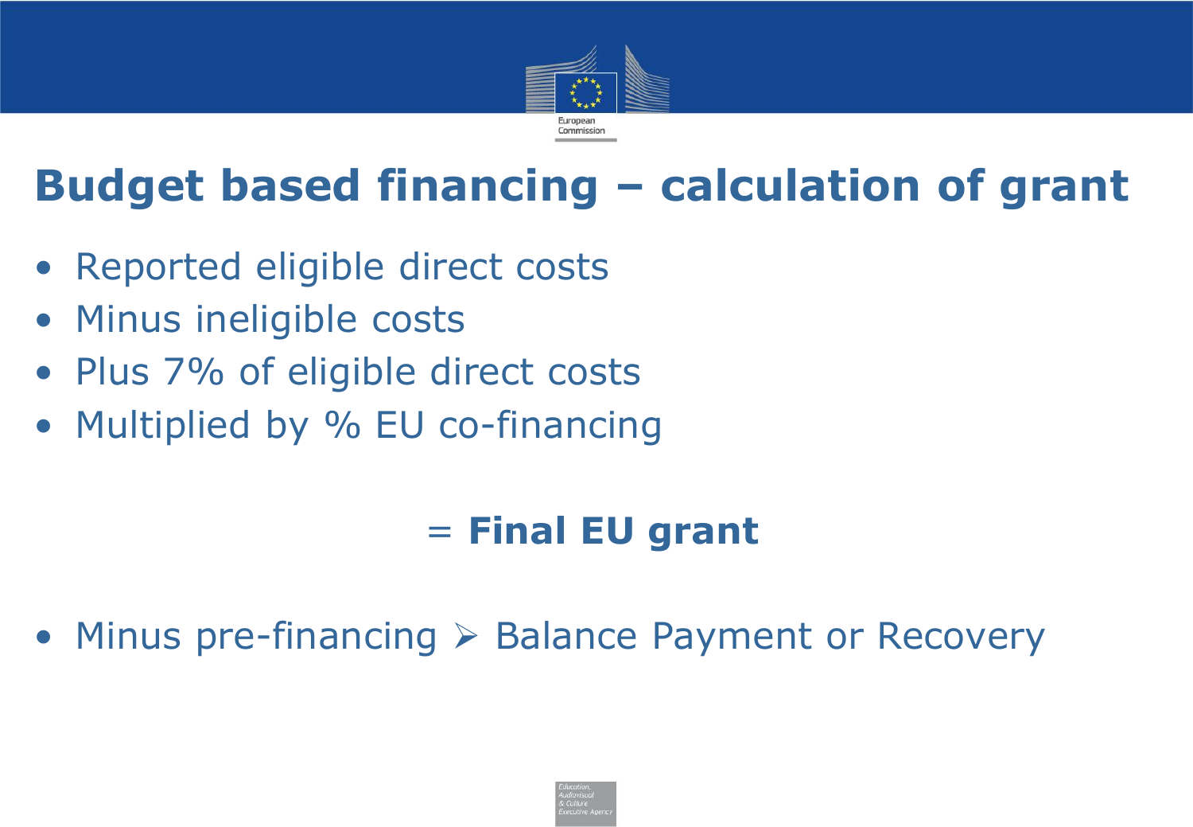# Budget based financing – calculation of grant

- Reported eligible direct costs
- Minus ineligible costs
- Plus 7% of eligible direct costs
- Multiplied by % EU co-financing

= **Final EU grant**

- Minus pre-financing ➢ Balance Payment or Recovery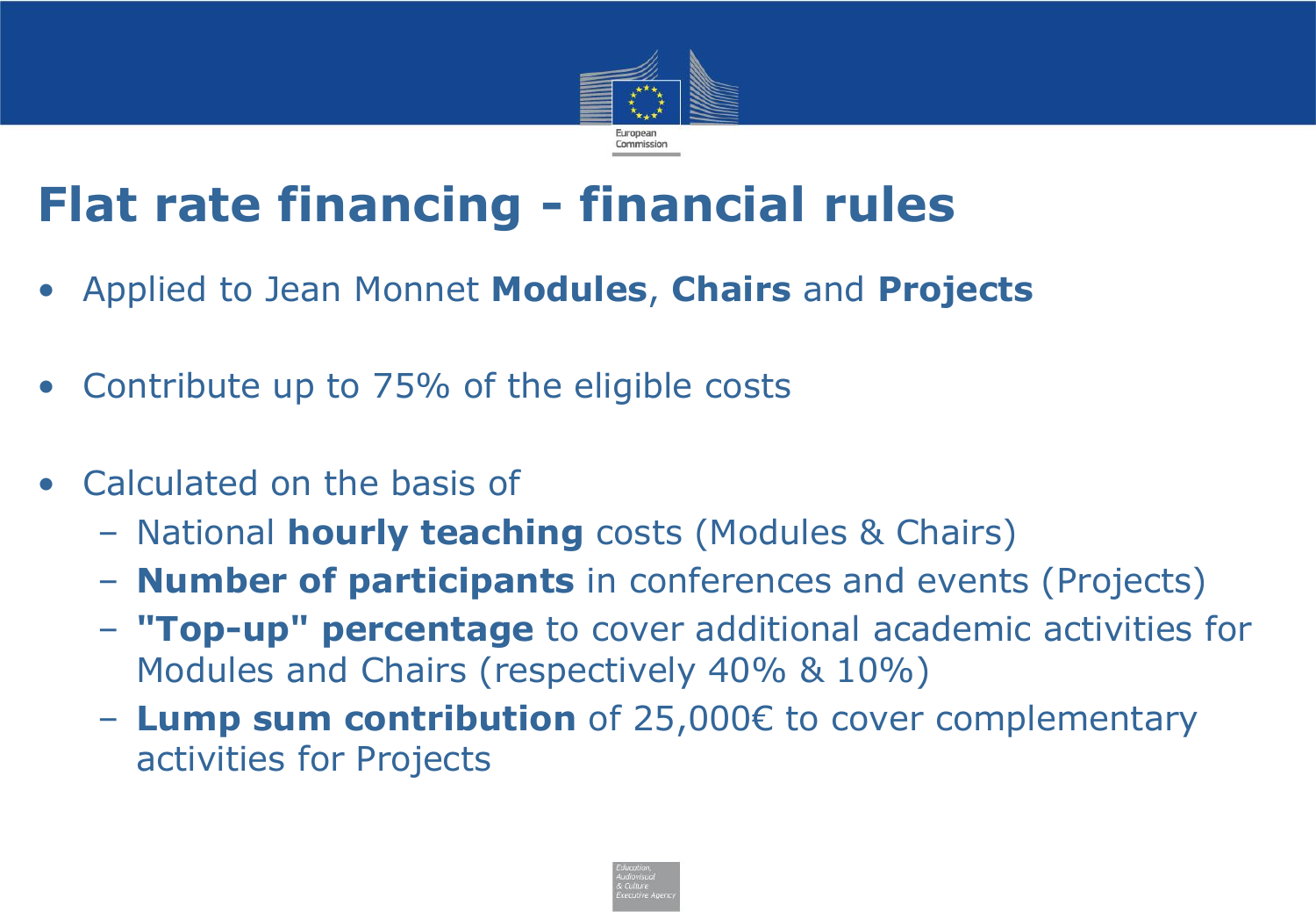# Flat rate financing - financial rules

- Applied to Jean Monnet **Modules**, **Chairs** and **Projects**

- Contribute up to 75% of the eligible costs

- Calculated on the basis of
  - National **hourly teaching** costs (Modules & Chairs)
  - **Number of participants** in conferences and events (Projects)
  - **"Top-up" percentage** to cover additional academic activities for Modules and Chairs (respectively 40% & 10%)
  - **Lump sum contribution** of 25,000€ to cover complementary activities for Projects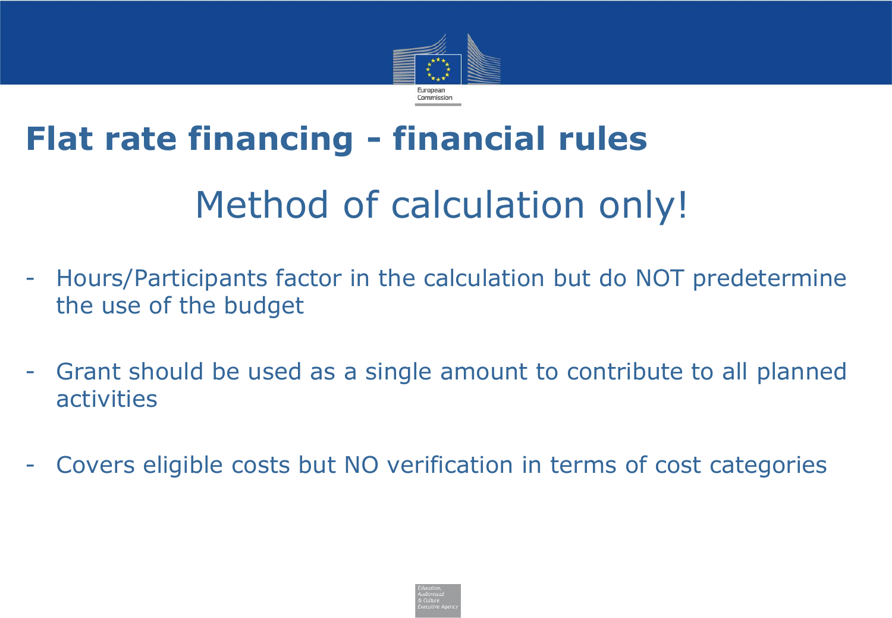# Flat rate financing - financial rules

## Method of calculation only!

- Hours/Participants factor in the calculation but do NOT predetermine the use of the budget

- Grant should be used as a single amount to contribute to all planned activities

- Covers eligible costs but NO verification in terms of cost categories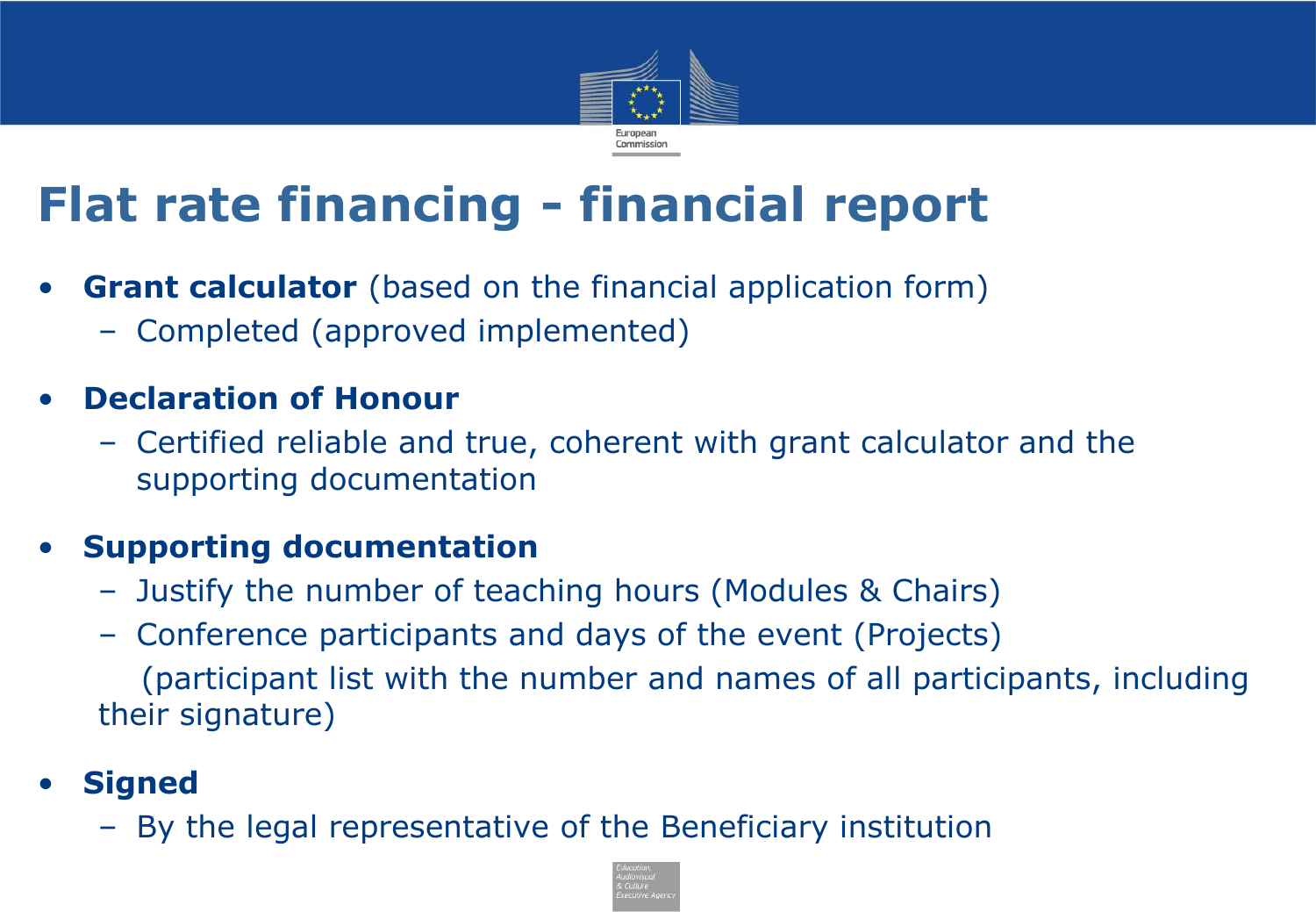# Flat rate financing - financial report

- **Grant calculator** (based on the financial application form)
  - Completed (approved implemented)
- **Declaration of Honour**
  - Certified reliable and true, coherent with grant calculator and the supporting documentation
- **Supporting documentation**
  - Justify the number of teaching hours (Modules & Chairs)
  - Conference participants and days of the event (Projects)
    (participant list with the number and names of all participants, including their signature)
- **Signed**
  - By the legal representative of the Beneficiary institution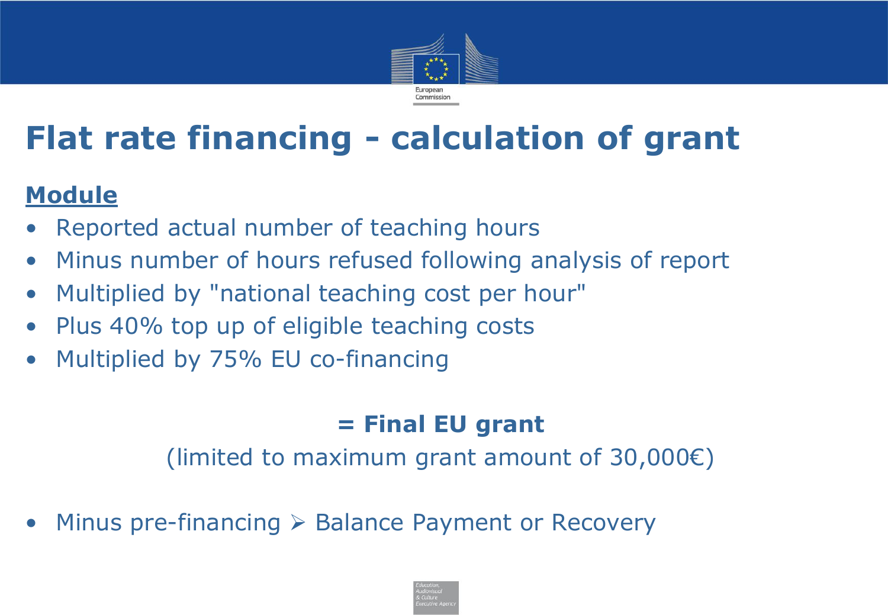# Flat rate financing - calculation of grant

**Module**

- Reported actual number of teaching hours
- Minus number of hours refused following analysis of report
- Multiplied by "national teaching cost per hour"
- Plus 40% top up of eligible teaching costs
- Multiplied by 75% EU co-financing

**= Final EU grant**

(limited to maximum grant amount of 30,000€)

- Minus pre-financing ➢ Balance Payment or Recovery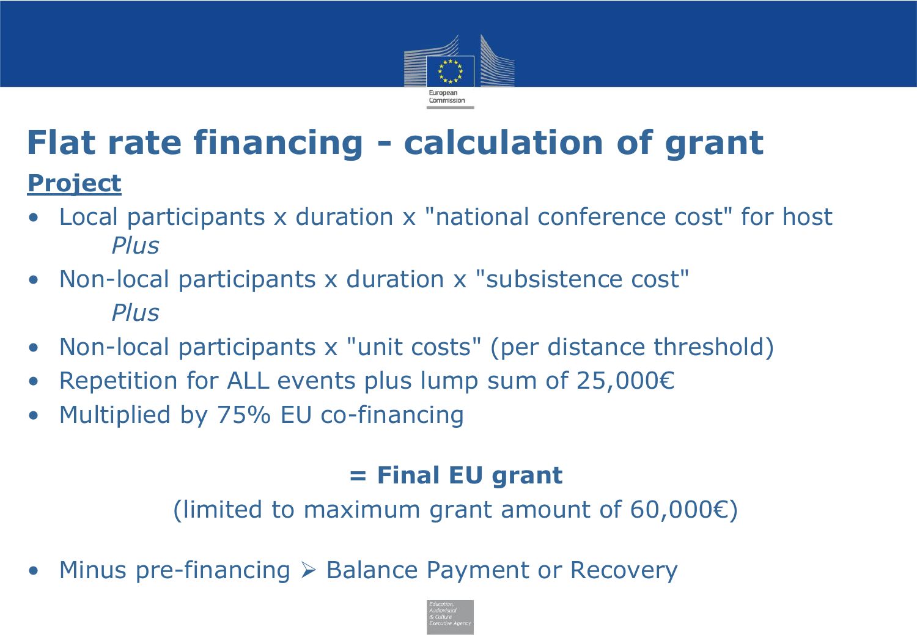# Flat rate financing - calculation of grant

**Project**

- Local participants x duration x "national conference cost" for host

    *Plus*

- Non-local participants x duration x "subsistence cost"

    *Plus*

- Non-local participants x "unit costs" (per distance threshold)
- Repetition for ALL events plus lump sum of 25,000€
- Multiplied by 75% EU co-financing

**= Final EU grant**

(limited to maximum grant amount of 60,000€)

- Minus pre-financing ➢ Balance Payment or Recovery